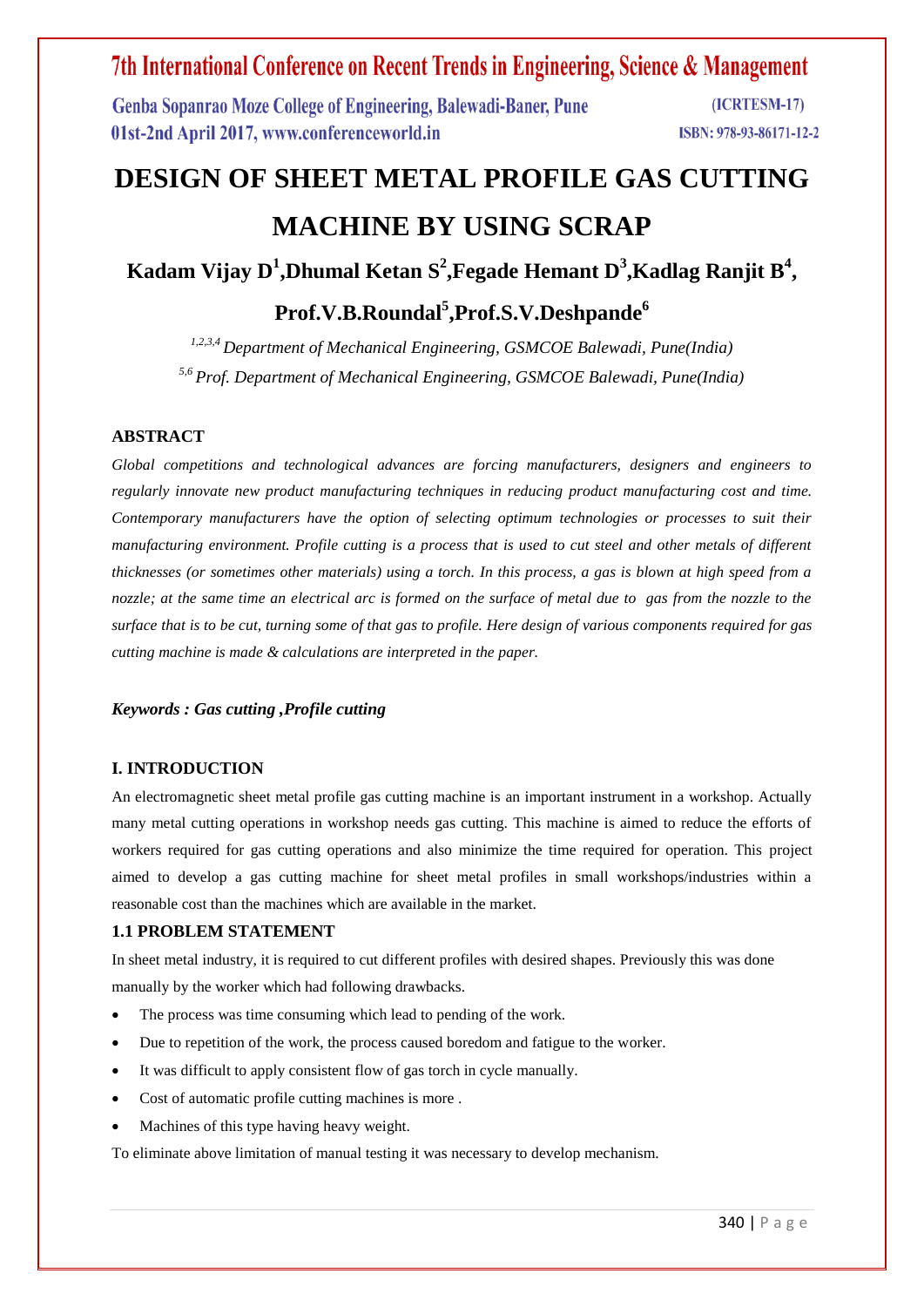# DESIGN OF SHEET METAL PROFILE GAS CUTTING MACHINE BY USING SCRAP

**Kadam Vijay D[1],Dhumal Ketan S[2],Fegade Hemant D[3],Kadlag Ranjit B[4], Prof.V.B.Roundal[5],Prof.S.V.Deshpande[6]**

*[1,2,3,4] Department of Mechanical Engineering, GSMCOE Balewadi, Pune(India)*

*[5,6] Prof. Department of Mechanical Engineering, GSMCOE Balewadi, Pune(India)*

## ABSTRACT

*Global competitions and technological advances are forcing manufacturers, designers and engineers to regularly innovate new product manufacturing techniques in reducing product manufacturing cost and time. Contemporary manufacturers have the option of selecting optimum technologies or processes to suit their manufacturing environment. Profile cutting is a process that is used to cut steel and other metals of different thicknesses (or sometimes other materials) using a torch. In this process, a gas is blown at high speed from a nozzle; at the same time an electrical arc is formed on the surface of metal due to gas from the nozzle to the surface that is to be cut, turning some of that gas to profile. Here design of various components required for gas cutting machine is made & calculations are interpreted in the paper.*

***Keywords : Gas cutting ,Profile cutting***

## I. INTRODUCTION

An electromagnetic sheet metal profile gas cutting machine is an important instrument in a workshop. Actually many metal cutting operations in workshop needs gas cutting. This machine is aimed to reduce the efforts of workers required for gas cutting operations and also minimize the time required for operation. This project aimed to develop a gas cutting machine for sheet metal profiles in small workshops/industries within a reasonable cost than the machines which are available in the market.

### 1.1 PROBLEM STATEMENT

In sheet metal industry, it is required to cut different profiles with desired shapes. Previously this was done manually by the worker which had following drawbacks.

- The process was time consuming which lead to pending of the work.
- Due to repetition of the work, the process caused boredom and fatigue to the worker.
- It was difficult to apply consistent flow of gas torch in cycle manually.
- Cost of automatic profile cutting machines is more .
- Machines of this type having heavy weight.

To eliminate above limitation of manual testing it was necessary to develop mechanism.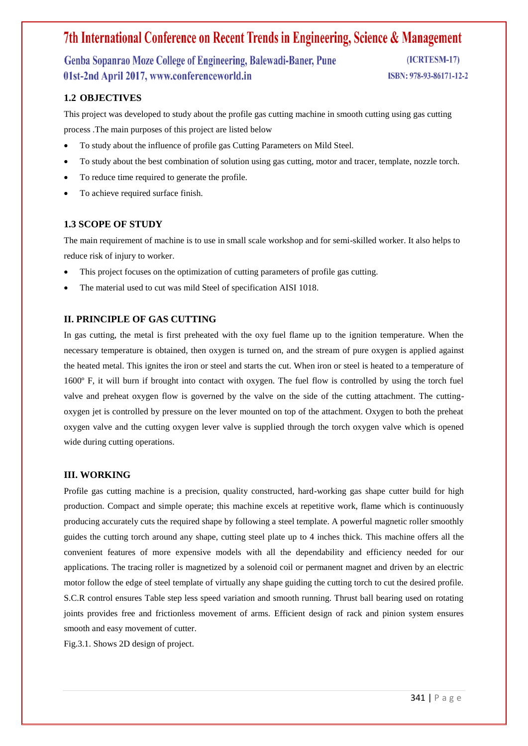### 1.2 OBJECTIVES

This project was developed to study about the profile gas cutting machine in smooth cutting using gas cutting process .The main purposes of this project are listed below

- To study about the influence of profile gas Cutting Parameters on Mild Steel.
- To study about the best combination of solution using gas cutting, motor and tracer, template, nozzle torch.
- To reduce time required to generate the profile.
- To achieve required surface finish.

### 1.3 SCOPE OF STUDY

The main requirement of machine is to use in small scale workshop and for semi-skilled worker. It also helps to reduce risk of injury to worker.

- This project focuses on the optimization of cutting parameters of profile gas cutting.
- The material used to cut was mild Steel of specification AISI 1018.

## II. PRINCIPLE OF GAS CUTTING

In gas cutting, the metal is first preheated with the oxy fuel flame up to the ignition temperature. When the necessary temperature is obtained, then oxygen is turned on, and the stream of pure oxygen is applied against the heated metal. This ignites the iron or steel and starts the cut. When iron or steel is heated to a temperature of 1600º F, it will burn if brought into contact with oxygen. The fuel flow is controlled by using the torch fuel valve and preheat oxygen flow is governed by the valve on the side of the cutting attachment. The cutting-oxygen jet is controlled by pressure on the lever mounted on top of the attachment. Oxygen to both the preheat oxygen valve and the cutting oxygen lever valve is supplied through the torch oxygen valve which is opened wide during cutting operations.

## III. WORKING

Profile gas cutting machine is a precision, quality constructed, hard-working gas shape cutter build for high production. Compact and simple operate; this machine excels at repetitive work, flame which is continuously producing accurately cuts the required shape by following a steel template. A powerful magnetic roller smoothly guides the cutting torch around any shape, cutting steel plate up to 4 inches thick. This machine offers all the convenient features of more expensive models with all the dependability and efficiency needed for our applications. The tracing roller is magnetized by a solenoid coil or permanent magnet and driven by an electric motor follow the edge of steel template of virtually any shape guiding the cutting torch to cut the desired profile. S.C.R control ensures Table step less speed variation and smooth running. Thrust ball bearing used on rotating joints provides free and frictionless movement of arms. Efficient design of rack and pinion system ensures smooth and easy movement of cutter.

Fig.3.1. Shows 2D design of project.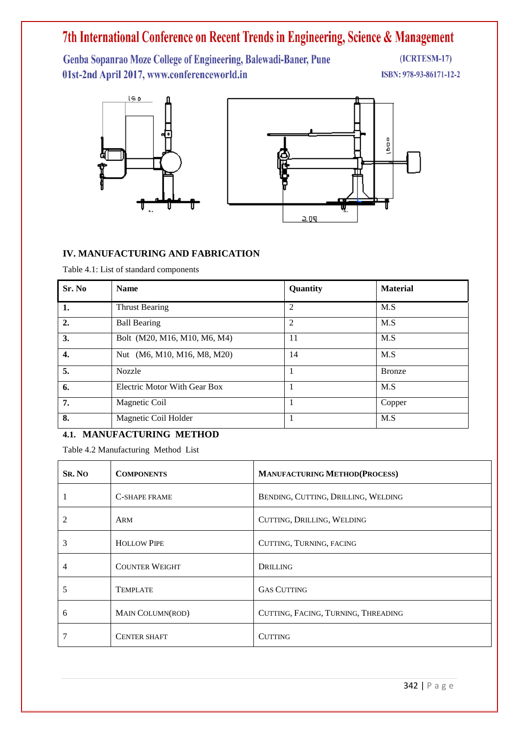## IV. MANUFACTURING AND FABRICATION

Table 4.1: List of standard components

| Sr. No | Name | Quantity | Material |
|---|---|---|---|
| **1.** | Thrust Bearing | 2 | M.S |
| **2.** | Ball Bearing | 2 | M.S |
| **3.** | Bolt (M20, M16, M10, M6, M4) | 11 | M.S |
| **4.** | Nut (M6, M10, M16, M8, M20) | 14 | M.S |
| **5.** | Nozzle | 1 | Bronze |
| **6.** | Electric Motor With Gear Box | 1 | M.S |
| **7.** | Magnetic Coil | 1 | Copper |
| **8.** | Magnetic Coil Holder | 1 | M.S |

### 4.1. MANUFACTURING METHOD

Table 4.2 Manufacturing Method List

| SR. NO | COMPONENTS | MANUFACTURING METHOD(PROCESS) |
|---|---|---|
| 1 | C-SHAPE FRAME | BENDING, CUTTING, DRILLING, WELDING |
| 2 | ARM | CUTTING, DRILLING, WELDING |
| 3 | HOLLOW PIPE | CUTTING, TURNING, FACING |
| 4 | COUNTER WEIGHT | DRILLING |
| 5 | TEMPLATE | GAS CUTTING |
| 6 | MAIN COLUMN(ROD) | CUTTING, FACING, TURNING, THREADING |
| 7 | CENTER SHAFT | CUTTING |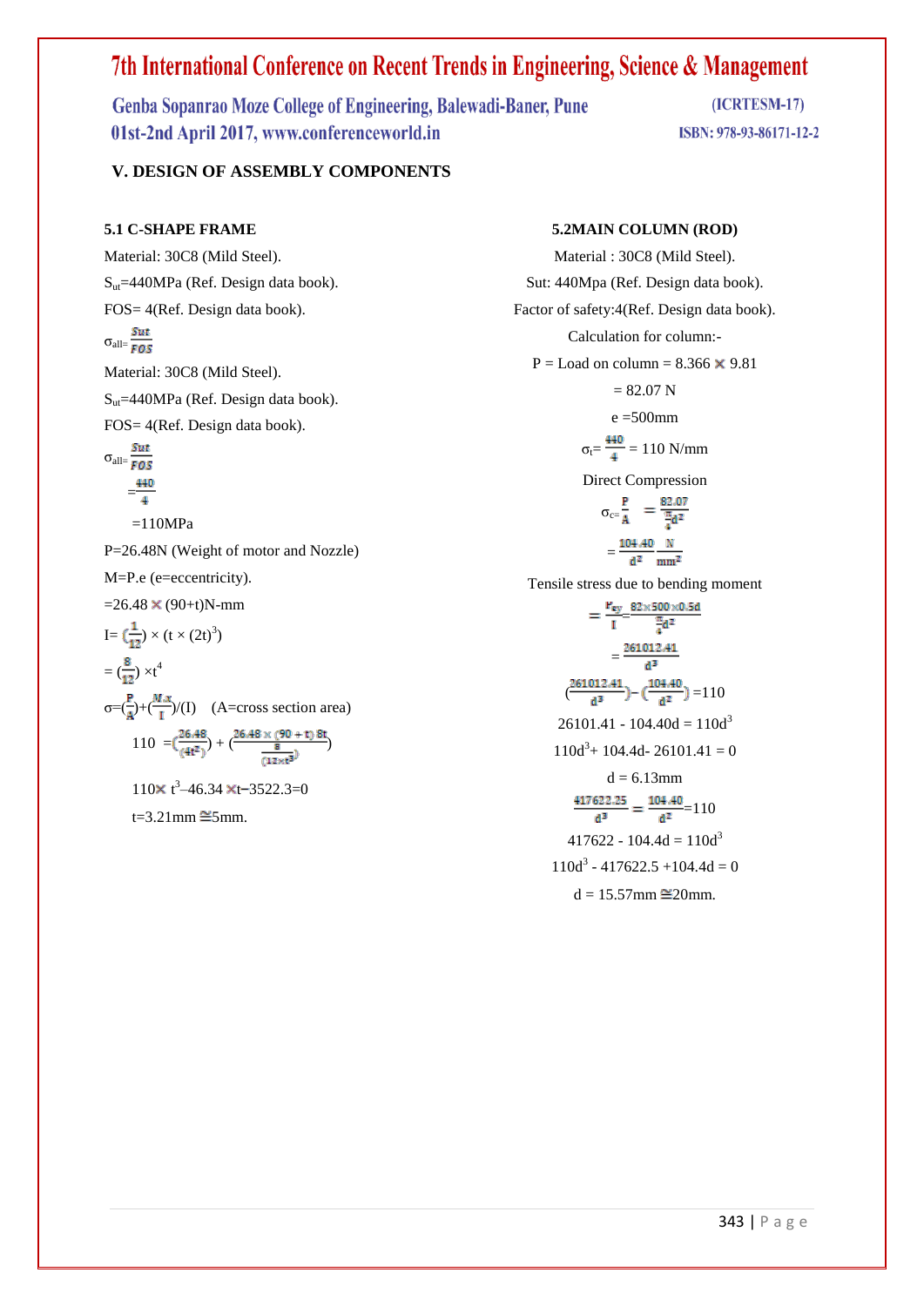## V. DESIGN OF ASSEMBLY COMPONENTS

### 5.1 C-SHAPE FRAME

Material: 30C8 (Mild Steel).

$S_{ut}$=440MPa (Ref. Design data book).

FOS= 4(Ref. Design data book).

$\sigma_{all}=\frac{Sut}{FOS}$

Material: 30C8 (Mild Steel).

$S_{ut}$=440MPa (Ref. Design data book).

FOS= 4(Ref. Design data book).

$\sigma_{all}=\frac{Sut}{FOS}$

$=\frac{440}{4}$

=110MPa

P=26.48N (Weight of motor and Nozzle)

M=P.e (e=eccentricity).

=26.48 × (90+t)N-mm

$I=\left(\frac{1}{12}\right)\times(t\times(2t)^3)$

$=\left(\frac{8}{12}\right)\times t^4$

$\sigma=\left(\frac{P}{A}\right)+\left(\frac{M.x}{I}\right)/(I)$ (A=cross section area)

$110=\left(\frac{26.48}{(4t^2)}\right)+\left(\frac{26.48\times(90+t)\,8t}{\frac{8}{(12\times t^3)}}\right)$

$110\times t^3-46.34\times t-3522.3=0$

t=3.21mm ≅5mm.

### 5.2MAIN COLUMN (ROD)

Material : 30C8 (Mild Steel).

Sut: 440Mpa (Ref. Design data book).

Factor of safety:4(Ref. Design data book).

Calculation for column:-

P = Load on column = 8.366 × 9.81

= 82.07 N

e =500mm

$\sigma_t=\frac{440}{4}=110$ N/mm

Direct Compression

$\sigma_c=\frac{P}{A}=\frac{82.07}{\frac{\pi}{4}d^2}$

$=\frac{104.40}{d^2}\ \frac{N}{mm^2}$

Tensile stress due to bending moment

$=\frac{F_{ey}}{I}=\frac{82\times500\times0.5d}{\frac{\pi}{4}d^2}$

$=\frac{261012.41}{d^3}$

$\left(\frac{261012.41}{d^3}\right)-\left(\frac{104.40}{d^2}\right)=110$

$26101.41-104.40d=110d^3$

$110d^3+104.4d-26101.41=0$

d = 6.13mm

$\frac{417622.25}{d^3}=\frac{104.40}{d^2}=110$

$417622-104.4d=110d^3$

$110d^3-417622.5+104.4d=0$

d = 15.57mm ≅20mm.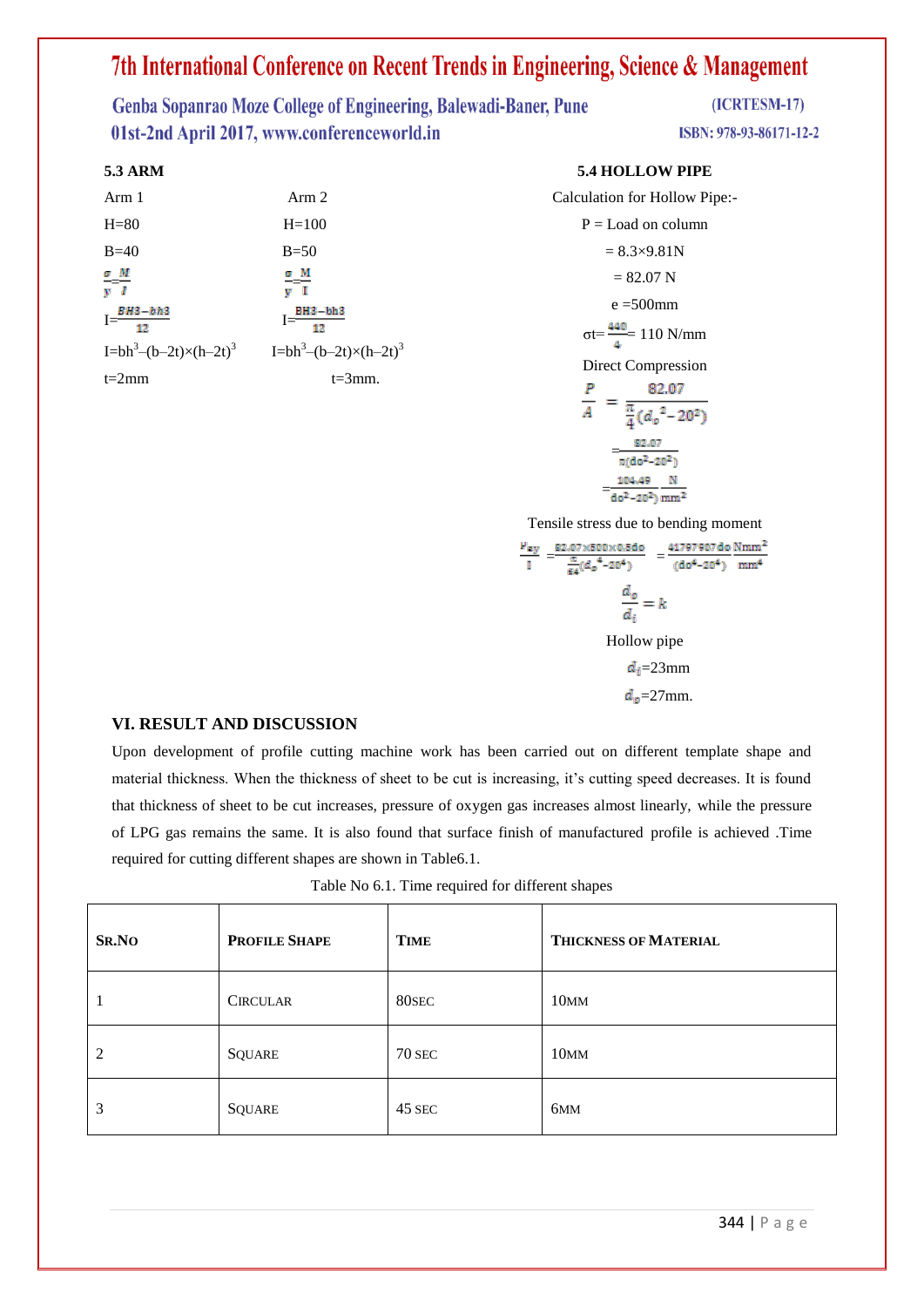### 5.3 ARM

Arm 1

H=80

B=40

$\frac{\sigma}{y}=\frac{M}{I}$

$I=\frac{BH3-bh3}{12}$

$I=bh^3-(b-2t)\times(h-2t)^3$

t=2mm

Arm 2

H=100

B=50

$\frac{\sigma}{y}=\frac{M}{I}$

$I=\frac{BH3-bh3}{12}$

$I=bh^3-(b-2t)\times(h-2t)^3$

t=3mm.

### 5.4 HOLLOW PIPE

Calculation for Hollow Pipe:-

P = Load on column

= 8.3×9.81N

= 82.07 N

e =500mm

$\sigma t=\frac{440}{4}=110$ N/mm

Direct Compression

$$\frac{P}{A}=\frac{82.07}{\frac{\pi}{4}(d_o{}^2-20^2)}$$

$$=\frac{82.07}{\pi(do^2-20^2)}$$

$$=\frac{104.49}{do^2-20^2)}\frac{N}{mm^2}$$

Tensile stress due to bending moment

$$\frac{M_{ey}}{I}=\frac{82.07\times500\times0.5do}{\frac{\pi}{64}(d_o{}^4-20^4)}=\frac{41797907do}{(do^4-20^4)}\frac{Nmm^2}{mm^4}$$

$$\frac{d_o}{d_i}=k$$

Hollow pipe

$d_i$=23mm

$d_o$=27mm.

## VI. RESULT AND DISCUSSION

Upon development of profile cutting machine work has been carried out on different template shape and material thickness. When the thickness of sheet to be cut is increasing, it's cutting speed decreases. It is found that thickness of sheet to be cut increases, pressure of oxygen gas increases almost linearly, while the pressure of LPG gas remains the same. It is also found that surface finish of manufactured profile is achieved .Time required for cutting different shapes are shown in Table6.1.

Table No 6.1. Time required for different shapes

| SR.NO | PROFILE SHAPE | TIME | THICKNESS OF MATERIAL |
|---|---|---|---|
| 1 | CIRCULAR | 80SEC | 10MM |
| 2 | SQUARE | 70 SEC | 10MM |
| 3 | SQUARE | 45 SEC | 6MM |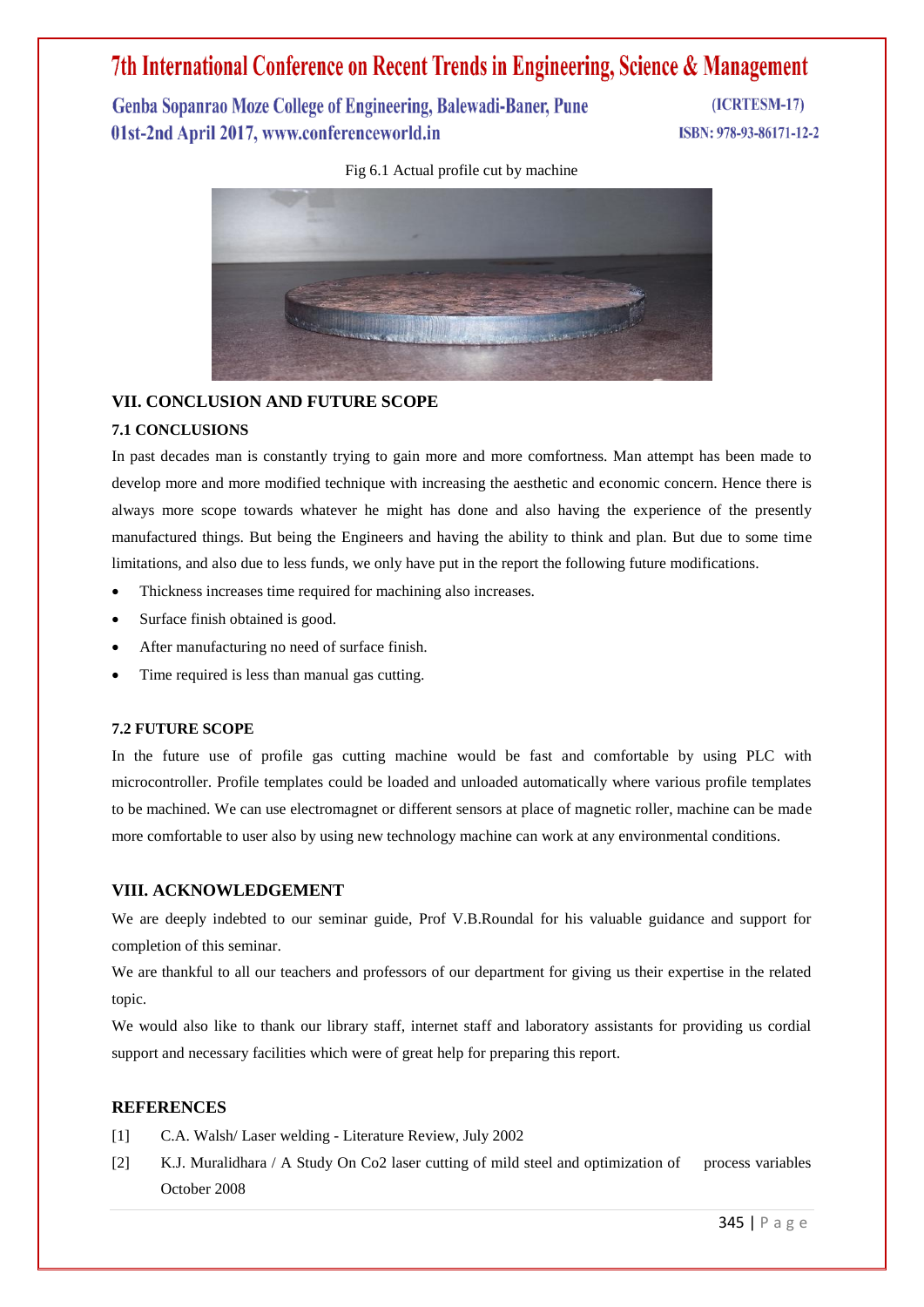Fig 6.1 Actual profile cut by machine

## VII. CONCLUSION AND FUTURE SCOPE

### 7.1 CONCLUSIONS

In past decades man is constantly trying to gain more and more comfortness. Man attempt has been made to develop more and more modified technique with increasing the aesthetic and economic concern. Hence there is always more scope towards whatever he might has done and also having the experience of the presently manufactured things. But being the Engineers and having the ability to think and plan. But due to some time limitations, and also due to less funds, we only have put in the report the following future modifications.

- Thickness increases time required for machining also increases.
- Surface finish obtained is good.
- After manufacturing no need of surface finish.
- Time required is less than manual gas cutting.

### 7.2 FUTURE SCOPE

In the future use of profile gas cutting machine would be fast and comfortable by using PLC with microcontroller. Profile templates could be loaded and unloaded automatically where various profile templates to be machined. We can use electromagnet or different sensors at place of magnetic roller, machine can be made more comfortable to user also by using new technology machine can work at any environmental conditions.

## VIII. ACKNOWLEDGEMENT

We are deeply indebted to our seminar guide, Prof V.B.Roundal for his valuable guidance and support for completion of this seminar.

We are thankful to all our teachers and professors of our department for giving us their expertise in the related topic.

We would also like to thank our library staff, internet staff and laboratory assistants for providing us cordial support and necessary facilities which were of great help for preparing this report.

## REFERENCES

[1] C.A. Walsh/ Laser welding - Literature Review, July 2002

[2] K.J. Muralidhara / A Study On Co2 laser cutting of mild steel and optimization of process variables October 2008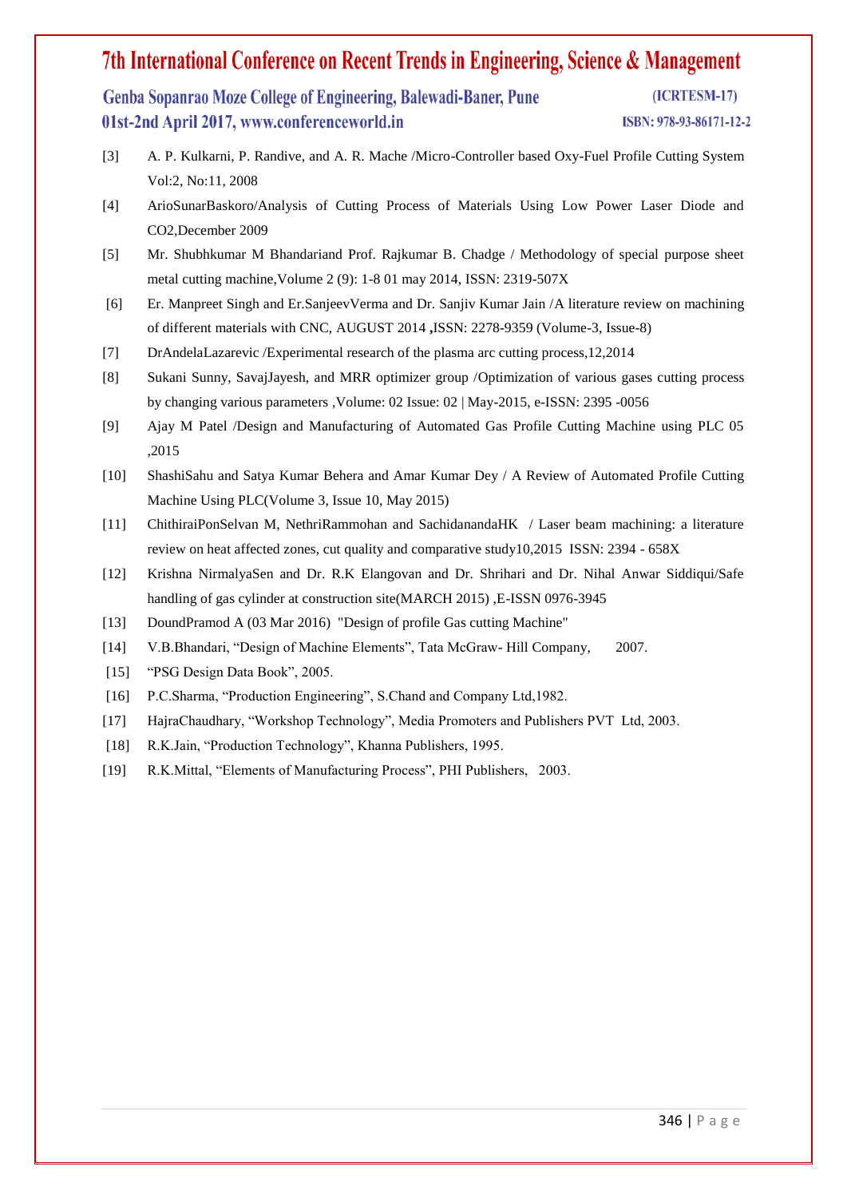[3] A. P. Kulkarni, P. Randive, and A. R. Mache /Micro-Controller based Oxy-Fuel Profile Cutting System Vol:2, No:11, 2008

[4] ArioSunarBaskoro/Analysis of Cutting Process of Materials Using Low Power Laser Diode and CO2,December 2009

[5] Mr. Shubhkumar M Bhandariand Prof. Rajkumar B. Chadge / Methodology of special purpose sheet metal cutting machine,Volume 2 (9): 1-8 01 may 2014, ISSN: 2319-507X

[6] Er. Manpreet Singh and Er.SanjeevVerma and Dr. Sanjiv Kumar Jain /A literature review on machining of different materials with CNC, AUGUST 2014 **,**ISSN: 2278-9359 (Volume-3, Issue-8)

[7] DrAndelaLazarevic /Experimental research of the plasma arc cutting process,12,2014

[8] Sukani Sunny, SavajJayesh, and MRR optimizer group /Optimization of various gases cutting process by changing various parameters ,Volume: 02 Issue: 02 | May-2015, e-ISSN: 2395 -0056

[9] Ajay M Patel /Design and Manufacturing of Automated Gas Profile Cutting Machine using PLC 05 ,2015

[10] ShashiSahu and Satya Kumar Behera and Amar Kumar Dey / A Review of Automated Profile Cutting Machine Using PLC(Volume 3, Issue 10, May 2015)

[11] ChithiraiPonSelvan M, NethriRammohan and SachidanandaHK / Laser beam machining: a literature review on heat affected zones, cut quality and comparative study10,2015 ISSN: 2394 - 658X

[12] Krishna NirmalyaSen and Dr. R.K Elangovan and Dr. Shrihari and Dr. Nihal Anwar Siddiqui/Safe handling of gas cylinder at construction site(MARCH 2015) ,E-ISSN 0976-3945

[13] DoundPramod A (03 Mar 2016) "Design of profile Gas cutting Machine"

[14] V.B.Bhandari, "Design of Machine Elements", Tata McGraw- Hill Company, 2007.

[15] "PSG Design Data Book", 2005.

[16] P.C.Sharma, "Production Engineering", S.Chand and Company Ltd,1982.

[17] HajraChaudhary, "Workshop Technology", Media Promoters and Publishers PVT Ltd, 2003.

[18] R.K.Jain, "Production Technology", Khanna Publishers, 1995.

[19] R.K.Mittal, "Elements of Manufacturing Process", PHI Publishers, 2003.